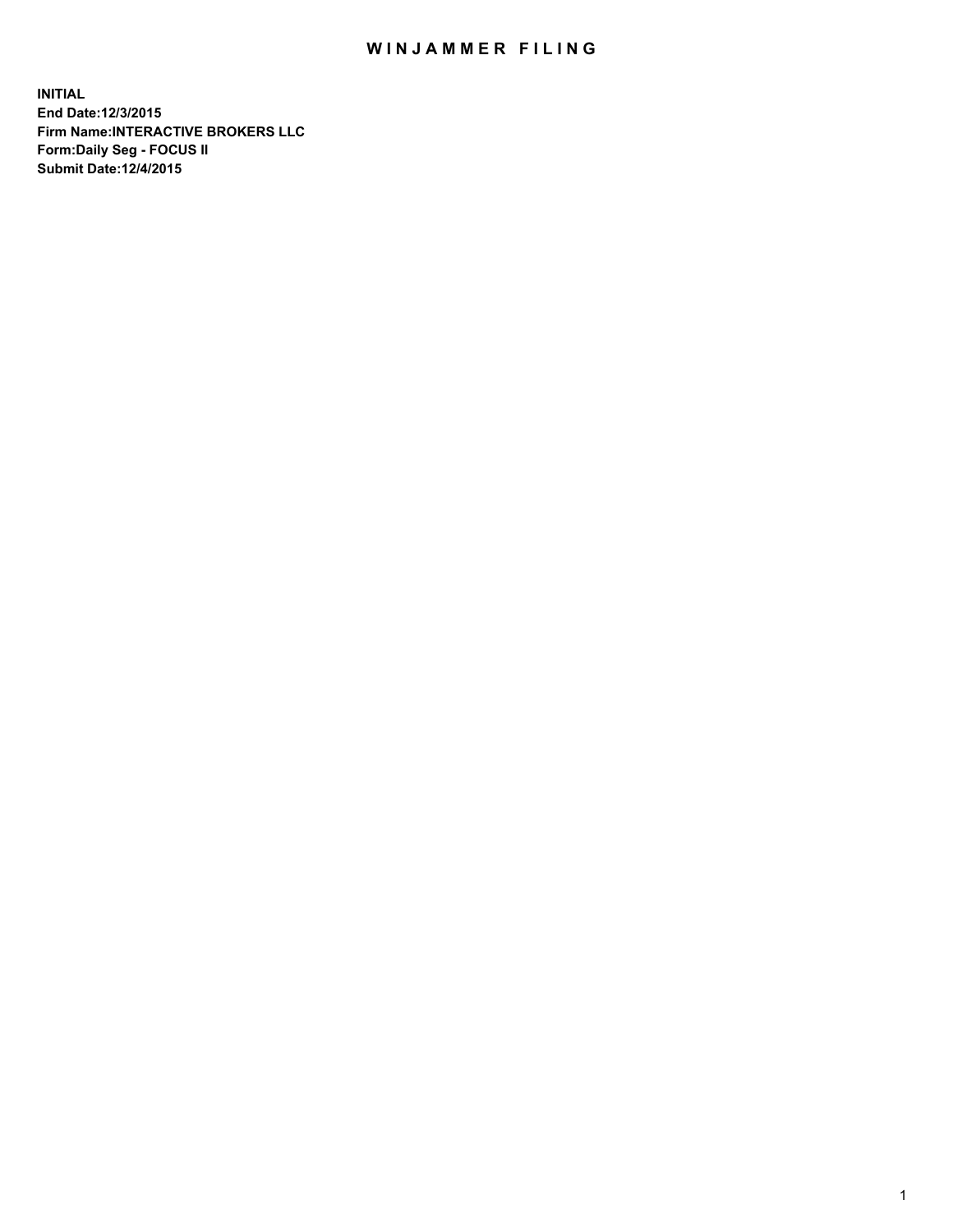# WINJAMMER FILING

**INITIAL**
**End Date:12/3/2015**
**Firm Name:INTERACTIVE BROKERS LLC**
**Form:Daily Seg - FOCUS II**
**Submit Date:12/4/2015**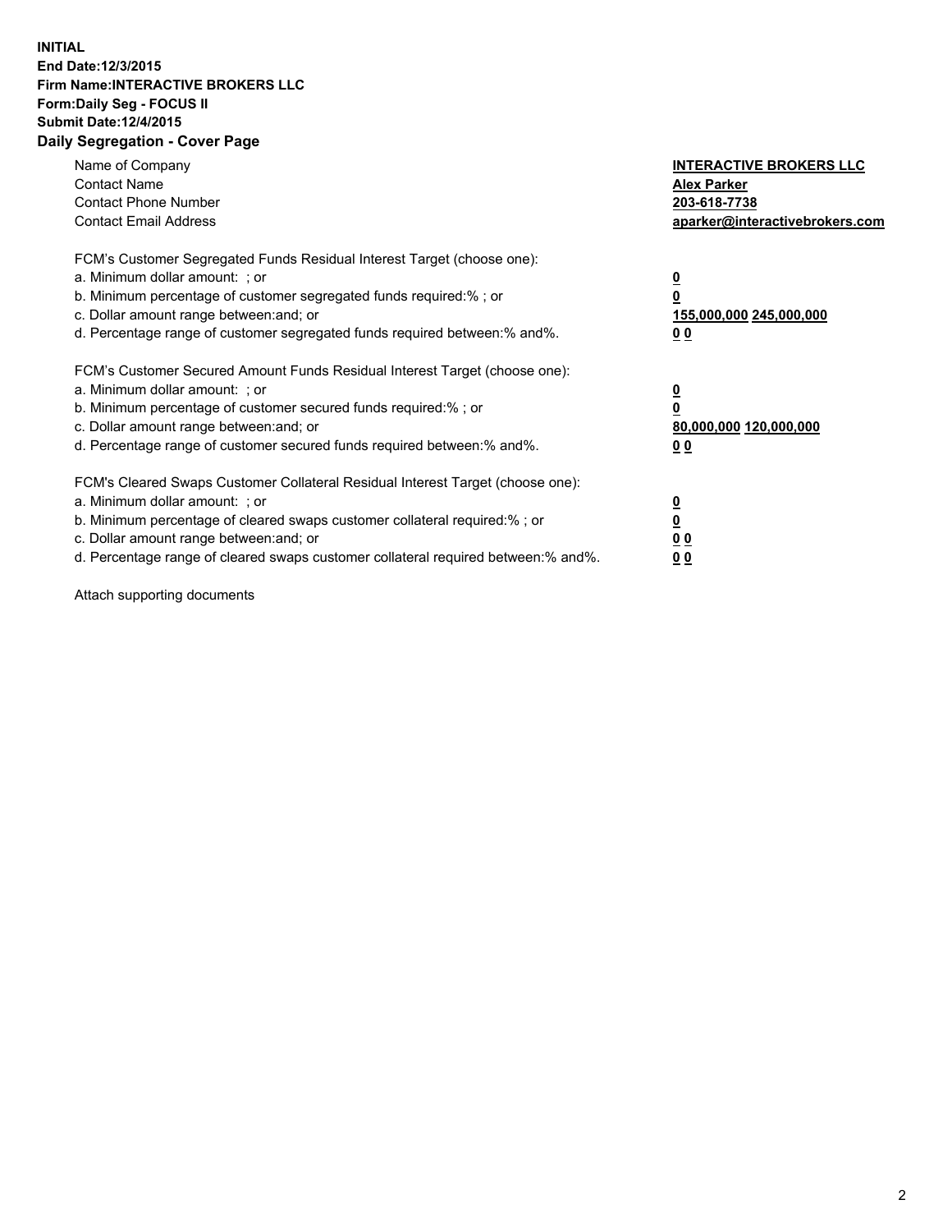**INITIAL**
**End Date:12/3/2015**
**Firm Name:INTERACTIVE BROKERS LLC**
**Form:Daily Seg - FOCUS II**
**Submit Date:12/4/2015**

## Daily Segregation - Cover Page

| | |
|---|---|
| Name of Company | **INTERACTIVE BROKERS LLC** |
| Contact Name | **Alex Parker** |
| Contact Phone Number | **203-618-7738** |
| Contact Email Address | **aparker@interactivebrokers.com** |

FCM's Customer Segregated Funds Residual Interest Target (choose one):

| | |
|---|---|
| a. Minimum dollar amount: ; or | **0** |
| b. Minimum percentage of customer segregated funds required:% ; or | **0** |
| c. Dollar amount range between:and; or | **155,000,000 245,000,000** |
| d. Percentage range of customer segregated funds required between:% and%. | **0 0** |

FCM's Customer Secured Amount Funds Residual Interest Target (choose one):

| | |
|---|---|
| a. Minimum dollar amount: ; or | **0** |
| b. Minimum percentage of customer secured funds required:% ; or | **0** |
| c. Dollar amount range between:and; or | **80,000,000 120,000,000** |
| d. Percentage range of customer secured funds required between:% and%. | **0 0** |

FCM's Cleared Swaps Customer Collateral Residual Interest Target (choose one):

| | |
|---|---|
| a. Minimum dollar amount: ; or | **0** |
| b. Minimum percentage of cleared swaps customer collateral required:% ; or | **0** |
| c. Dollar amount range between:and; or | **0 0** |
| d. Percentage range of cleared swaps customer collateral required between:% and%. | **0 0** |

Attach supporting documents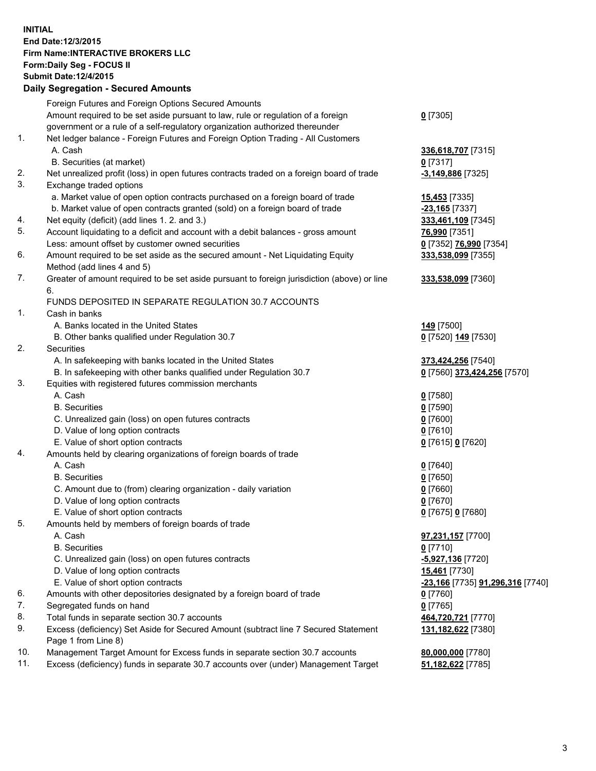**INITIAL**
**End Date:12/3/2015**
**Firm Name:INTERACTIVE BROKERS LLC**
**Form:Daily Seg - FOCUS II**
**Submit Date:12/4/2015**

## Daily Segregation - Secured Amounts

| | | |
|---|---|---|
| | Foreign Futures and Foreign Options Secured Amounts | |
| | Amount required to be set aside pursuant to law, rule or regulation of a foreign government or a rule of a self-regulatory organization authorized thereunder | **0** [7305] |
| 1. | Net ledger balance - Foreign Futures and Foreign Option Trading - All Customers | |
| | A. Cash | **336,618,707** [7315] |
| | B. Securities (at market) | **0** [7317] |
| 2. | Net unrealized profit (loss) in open futures contracts traded on a foreign board of trade | **-3,149,886** [7325] |
| 3. | Exchange traded options | |
| | a. Market value of open option contracts purchased on a foreign board of trade | **15,453** [7335] |
| | b. Market value of open contracts granted (sold) on a foreign board of trade | **-23,165** [7337] |
| 4. | Net equity (deficit) (add lines 1. 2. and 3.) | **333,461,109** [7345] |
| 5. | Account liquidating to a deficit and account with a debit balances - gross amount | **76,990** [7351] |
| | Less: amount offset by customer owned securities | **0** [7352] **76,990** [7354] |
| 6. | Amount required to be set aside as the secured amount - Net Liquidating Equity Method (add lines 4 and 5) | **333,538,099** [7355] |
| 7. | Greater of amount required to be set aside pursuant to foreign jurisdiction (above) or line 6. | **333,538,099** [7360] |
| | FUNDS DEPOSITED IN SEPARATE REGULATION 30.7 ACCOUNTS | |
| 1. | Cash in banks | |
| | A. Banks located in the United States | **149** [7500] |
| | B. Other banks qualified under Regulation 30.7 | **0** [7520] **149** [7530] |
| 2. | Securities | |
| | A. In safekeeping with banks located in the United States | **373,424,256** [7540] |
| | B. In safekeeping with other banks qualified under Regulation 30.7 | **0** [7560] **373,424,256** [7570] |
| 3. | Equities with registered futures commission merchants | |
| | A. Cash | **0** [7580] |
| | B. Securities | **0** [7590] |
| | C. Unrealized gain (loss) on open futures contracts | **0** [7600] |
| | D. Value of long option contracts | **0** [7610] |
| | E. Value of short option contracts | **0** [7615] **0** [7620] |
| 4. | Amounts held by clearing organizations of foreign boards of trade | |
| | A. Cash | **0** [7640] |
| | B. Securities | **0** [7650] |
| | C. Amount due to (from) clearing organization - daily variation | **0** [7660] |
| | D. Value of long option contracts | **0** [7670] |
| | E. Value of short option contracts | **0** [7675] **0** [7680] |
| 5. | Amounts held by members of foreign boards of trade | |
| | A. Cash | **97,231,157** [7700] |
| | B. Securities | **0** [7710] |
| | C. Unrealized gain (loss) on open futures contracts | **-5,927,136** [7720] |
| | D. Value of long option contracts | **15,461** [7730] |
| | E. Value of short option contracts | **-23,166** [7735] **91,296,316** [7740] |
| 6. | Amounts with other depositories designated by a foreign board of trade | **0** [7760] |
| 7. | Segregated funds on hand | **0** [7765] |
| 8. | Total funds in separate section 30.7 accounts | **464,720,721** [7770] |
| 9. | Excess (deficiency) Set Aside for Secured Amount (subtract line 7 Secured Statement Page 1 from Line 8) | **131,182,622** [7380] |
| 10. | Management Target Amount for Excess funds in separate section 30.7 accounts | **80,000,000** [7780] |
| 11. | Excess (deficiency) funds in separate 30.7 accounts over (under) Management Target | **51,182,622** [7785] |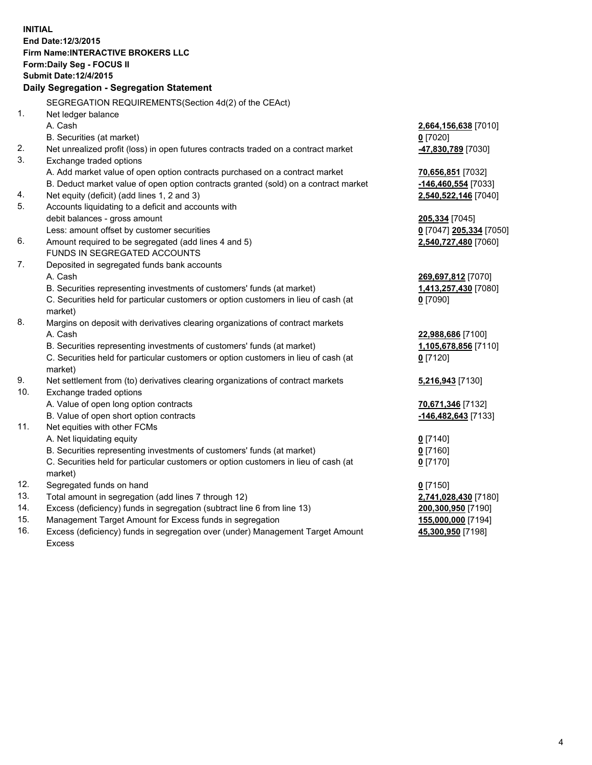**INITIAL**
**End Date:12/3/2015**
**Firm Name:INTERACTIVE BROKERS LLC**
**Form:Daily Seg - FOCUS II**
**Submit Date:12/4/2015**

### Daily Segregation - Segregation Statement

| | | |
|---|---|---|
| | SEGREGATION REQUIREMENTS(Section 4d(2) of the CEAct) | |
| 1. | Net ledger balance | |
| | A. Cash | **2,664,156,638** [7010] |
| | B. Securities (at market) | **0** [7020] |
| 2. | Net unrealized profit (loss) in open futures contracts traded on a contract market | **-47,830,789** [7030] |
| 3. | Exchange traded options | |
| | A. Add market value of open option contracts purchased on a contract market | **70,656,851** [7032] |
| | B. Deduct market value of open option contracts granted (sold) on a contract market | **-146,460,554** [7033] |
| 4. | Net equity (deficit) (add lines 1, 2 and 3) | **2,540,522,146** [7040] |
| 5. | Accounts liquidating to a deficit and accounts with debit balances - gross amount | **205,334** [7045] |
| | Less: amount offset by customer securities | **0** [7047] **205,334** [7050] |
| 6. | Amount required to be segregated (add lines 4 and 5) | **2,540,727,480** [7060] |
| | FUNDS IN SEGREGATED ACCOUNTS | |
| 7. | Deposited in segregated funds bank accounts | |
| | A. Cash | **269,697,812** [7070] |
| | B. Securities representing investments of customers' funds (at market) | **1,413,257,430** [7080] |
| | C. Securities held for particular customers or option customers in lieu of cash (at market) | **0** [7090] |
| 8. | Margins on deposit with derivatives clearing organizations of contract markets | |
| | A. Cash | **22,988,686** [7100] |
| | B. Securities representing investments of customers' funds (at market) | **1,105,678,856** [7110] |
| | C. Securities held for particular customers or option customers in lieu of cash (at market) | **0** [7120] |
| 9. | Net settlement from (to) derivatives clearing organizations of contract markets | **5,216,943** [7130] |
| 10. | Exchange traded options | |
| | A. Value of open long option contracts | **70,671,346** [7132] |
| | B. Value of open short option contracts | **-146,482,643** [7133] |
| 11. | Net equities with other FCMs | |
| | A. Net liquidating equity | **0** [7140] |
| | B. Securities representing investments of customers' funds (at market) | **0** [7160] |
| | C. Securities held for particular customers or option customers in lieu of cash (at market) | **0** [7170] |
| 12. | Segregated funds on hand | **0** [7150] |
| 13. | Total amount in segregation (add lines 7 through 12) | **2,741,028,430** [7180] |
| 14. | Excess (deficiency) funds in segregation (subtract line 6 from line 13) | **200,300,950** [7190] |
| 15. | Management Target Amount for Excess funds in segregation | **155,000,000** [7194] |
| 16. | Excess (deficiency) funds in segregation over (under) Management Target Amount Excess | **45,300,950** [7198] |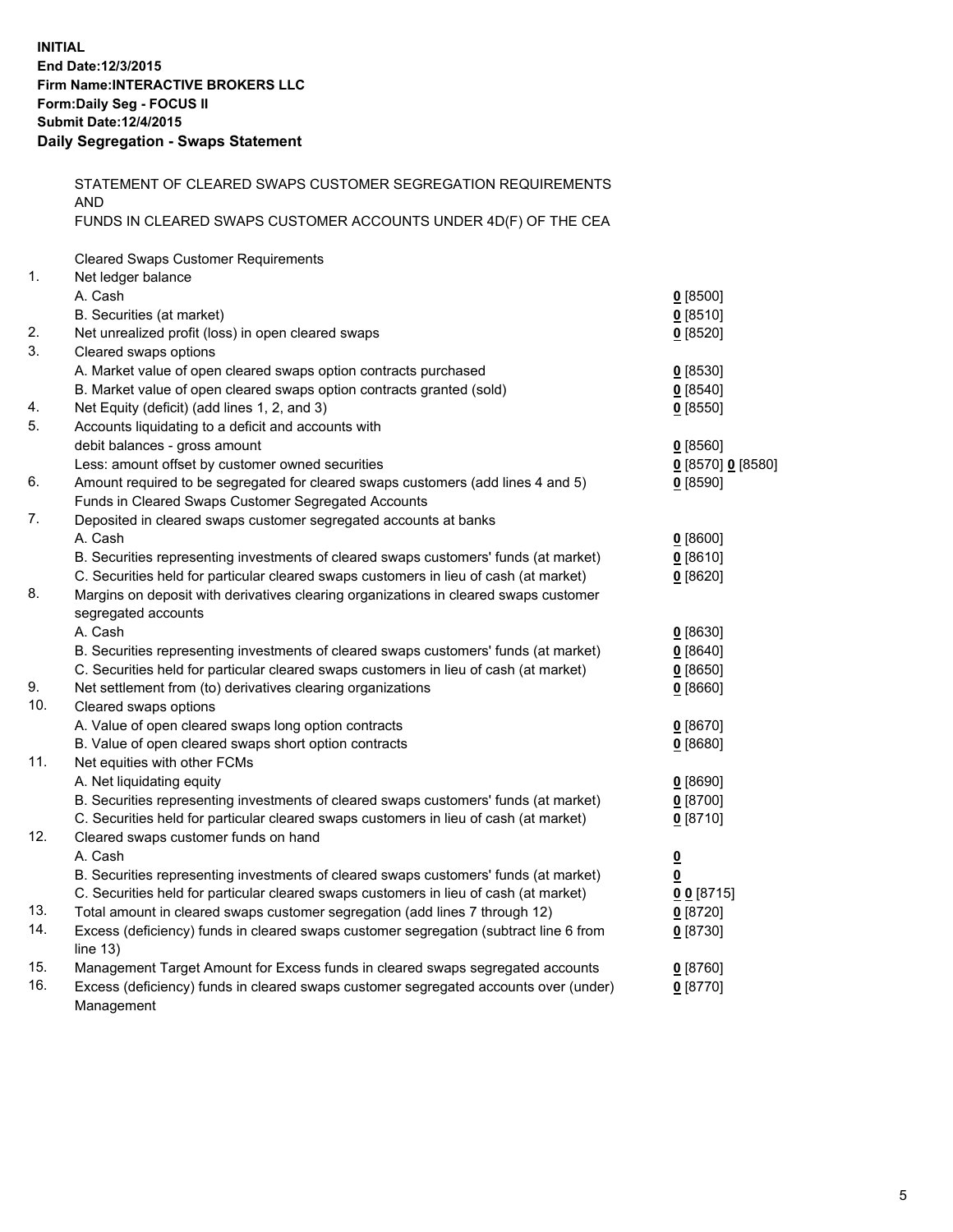**INITIAL**
**End Date:12/3/2015**
**Firm Name:INTERACTIVE BROKERS LLC**
**Form:Daily Seg - FOCUS II**
**Submit Date:12/4/2015**
**Daily Segregation - Swaps Statement**

STATEMENT OF CLEARED SWAPS CUSTOMER SEGREGATION REQUIREMENTS AND FUNDS IN CLEARED SWAPS CUSTOMER ACCOUNTS UNDER 4D(F) OF THE CEA

| | | |
|---|---|---|
| | Cleared Swaps Customer Requirements | |
| 1. | Net ledger balance | |
| | A. Cash | 0 [8500] |
| | B. Securities (at market) | 0 [8510] |
| 2. | Net unrealized profit (loss) in open cleared swaps | 0 [8520] |
| 3. | Cleared swaps options | |
| | A. Market value of open cleared swaps option contracts purchased | 0 [8530] |
| | B. Market value of open cleared swaps option contracts granted (sold) | 0 [8540] |
| 4. | Net Equity (deficit) (add lines 1, 2, and 3) | 0 [8550] |
| 5. | Accounts liquidating to a deficit and accounts with debit balances - gross amount | 0 [8560] |
| | Less: amount offset by customer owned securities | 0 [8570] 0 [8580] |
| 6. | Amount required to be segregated for cleared swaps customers (add lines 4 and 5) | 0 [8590] |
| | Funds in Cleared Swaps Customer Segregated Accounts | |
| 7. | Deposited in cleared swaps customer segregated accounts at banks | |
| | A. Cash | 0 [8600] |
| | B. Securities representing investments of cleared swaps customers' funds (at market) | 0 [8610] |
| | C. Securities held for particular cleared swaps customers in lieu of cash (at market) | 0 [8620] |
| 8. | Margins on deposit with derivatives clearing organizations in cleared swaps customer segregated accounts | |
| | A. Cash | 0 [8630] |
| | B. Securities representing investments of cleared swaps customers' funds (at market) | 0 [8640] |
| | C. Securities held for particular cleared swaps customers in lieu of cash (at market) | 0 [8650] |
| 9. | Net settlement from (to) derivatives clearing organizations | 0 [8660] |
| 10. | Cleared swaps options | |
| | A. Value of open cleared swaps long option contracts | 0 [8670] |
| | B. Value of open cleared swaps short option contracts | 0 [8680] |
| 11. | Net equities with other FCMs | |
| | A. Net liquidating equity | 0 [8690] |
| | B. Securities representing investments of cleared swaps customers' funds (at market) | 0 [8700] |
| | C. Securities held for particular cleared swaps customers in lieu of cash (at market) | 0 [8710] |
| 12. | Cleared swaps customer funds on hand | |
| | A. Cash | 0 |
| | B. Securities representing investments of cleared swaps customers' funds (at market) | 0 |
| | C. Securities held for particular cleared swaps customers in lieu of cash (at market) | 0 0 [8715] |
| 13. | Total amount in cleared swaps customer segregation (add lines 7 through 12) | 0 [8720] |
| 14. | Excess (deficiency) funds in cleared swaps customer segregation (subtract line 6 from line 13) | 0 [8730] |
| 15. | Management Target Amount for Excess funds in cleared swaps segregated accounts | 0 [8760] |
| 16. | Excess (deficiency) funds in cleared swaps customer segregated accounts over (under) Management | 0 [8770] |